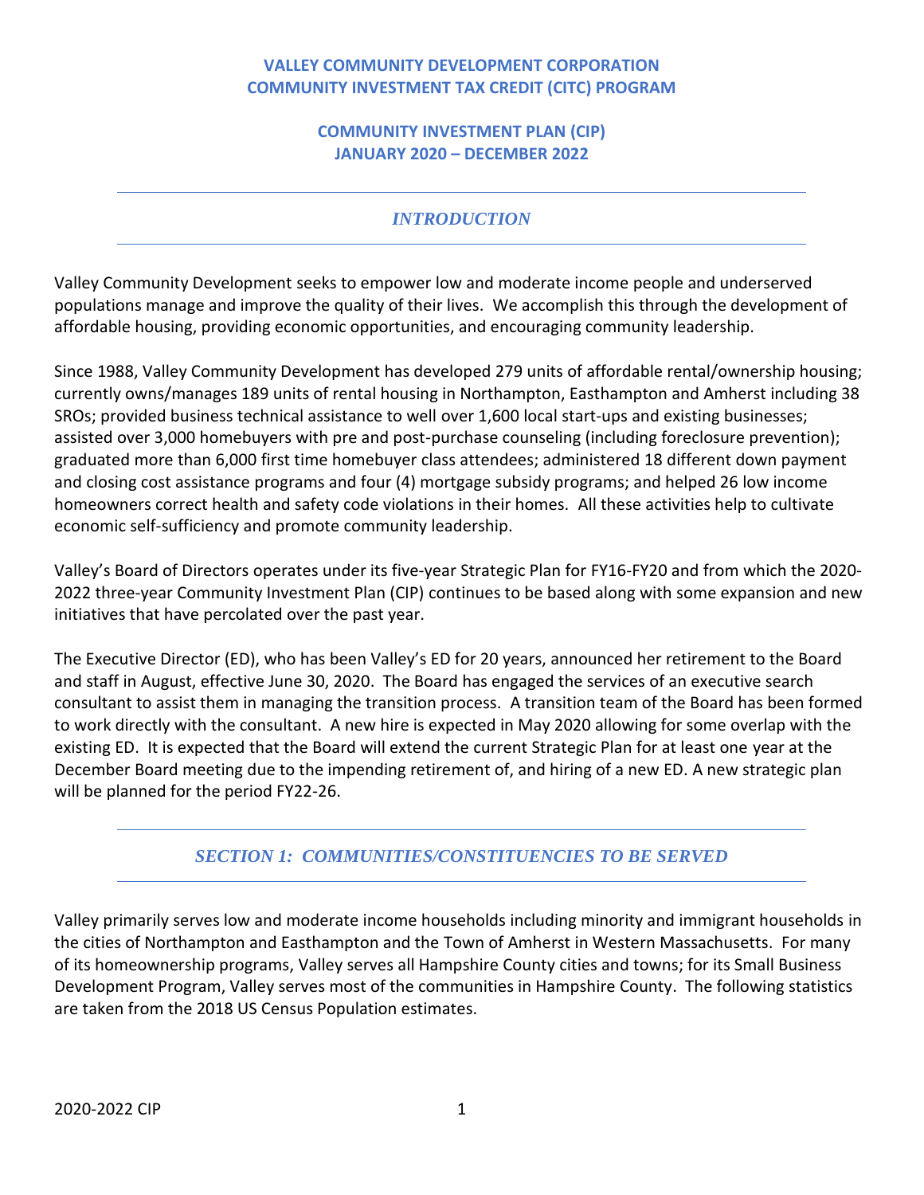# VALLEY COMMUNITY DEVELOPMENT CORPORATION
# COMMUNITY INVESTMENT TAX CREDIT (CITC) PROGRAM

## COMMUNITY INVESTMENT PLAN (CIP)
## JANUARY 2020 – DECEMBER 2022

---

## *INTRODUCTION*

---

Valley Community Development seeks to empower low and moderate income people and underserved populations manage and improve the quality of their lives. We accomplish this through the development of affordable housing, providing economic opportunities, and encouraging community leadership.

Since 1988, Valley Community Development has developed 279 units of affordable rental/ownership housing; currently owns/manages 189 units of rental housing in Northampton, Easthampton and Amherst including 38 SROs; provided business technical assistance to well over 1,600 local start-ups and existing businesses; assisted over 3,000 homebuyers with pre and post-purchase counseling (including foreclosure prevention); graduated more than 6,000 first time homebuyer class attendees; administered 18 different down payment and closing cost assistance programs and four (4) mortgage subsidy programs; and helped 26 low income homeowners correct health and safety code violations in their homes. All these activities help to cultivate economic self-sufficiency and promote community leadership.

Valley's Board of Directors operates under its five-year Strategic Plan for FY16-FY20 and from which the 2020-2022 three-year Community Investment Plan (CIP) continues to be based along with some expansion and new initiatives that have percolated over the past year.

The Executive Director (ED), who has been Valley's ED for 20 years, announced her retirement to the Board and staff in August, effective June 30, 2020. The Board has engaged the services of an executive search consultant to assist them in managing the transition process. A transition team of the Board has been formed to work directly with the consultant. A new hire is expected in May 2020 allowing for some overlap with the existing ED. It is expected that the Board will extend the current Strategic Plan for at least one year at the December Board meeting due to the impending retirement of, and hiring of a new ED. A new strategic plan will be planned for the period FY22-26.

---

## *SECTION 1: COMMUNITIES/CONSTITUENCIES TO BE SERVED*

---

Valley primarily serves low and moderate income households including minority and immigrant households in the cities of Northampton and Easthampton and the Town of Amherst in Western Massachusetts. For many of its homeownership programs, Valley serves all Hampshire County cities and towns; for its Small Business Development Program, Valley serves most of the communities in Hampshire County. The following statistics are taken from the 2018 US Census Population estimates.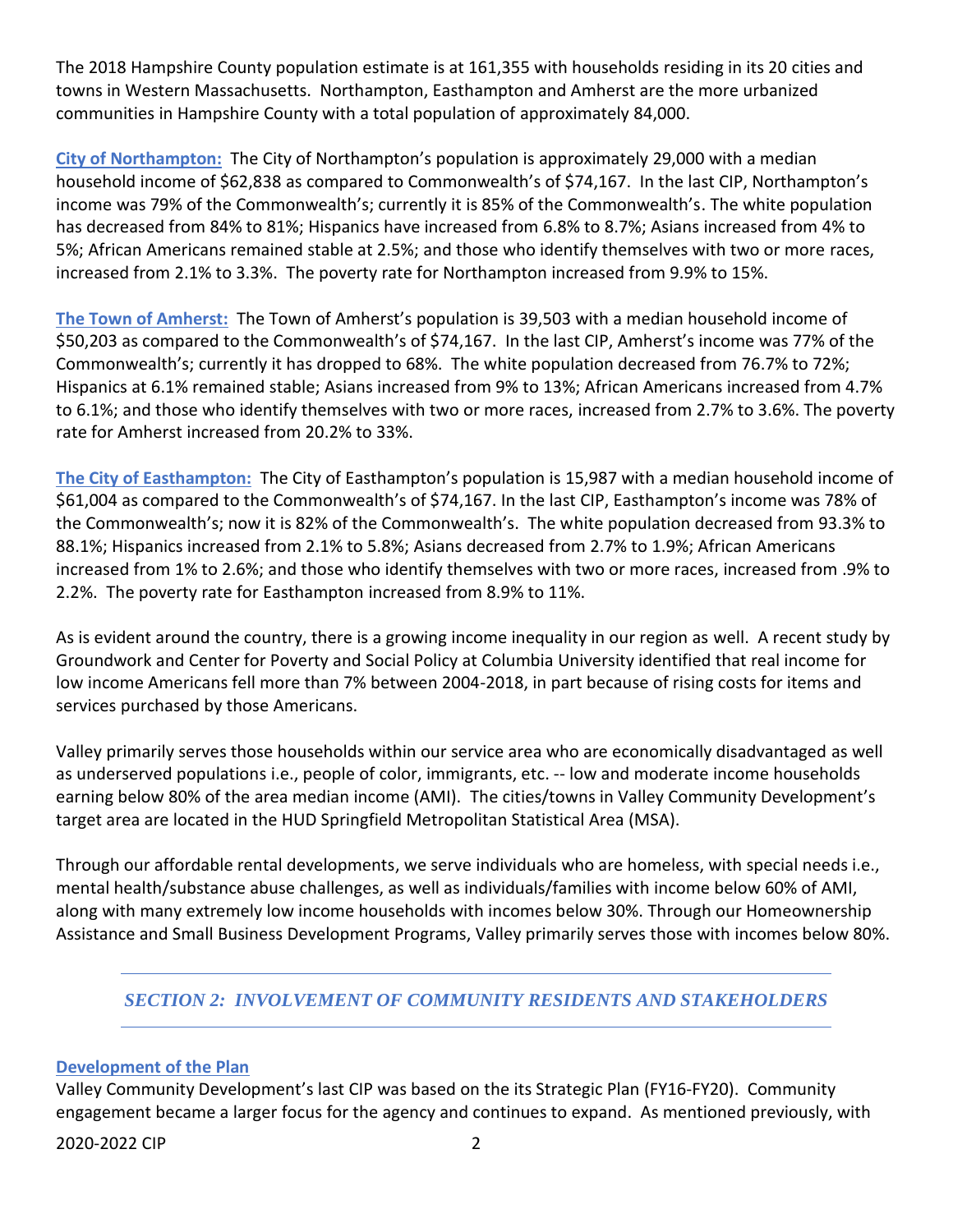The 2018 Hampshire County population estimate is at 161,355 with households residing in its 20 cities and towns in Western Massachusetts. Northampton, Easthampton and Amherst are the more urbanized communities in Hampshire County with a total population of approximately 84,000.

**City of Northampton:** The City of Northampton's population is approximately 29,000 with a median household income of $62,838 as compared to Commonwealth's of $74,167. In the last CIP, Northampton's income was 79% of the Commonwealth's; currently it is 85% of the Commonwealth's. The white population has decreased from 84% to 81%; Hispanics have increased from 6.8% to 8.7%; Asians increased from 4% to 5%; African Americans remained stable at 2.5%; and those who identify themselves with two or more races, increased from 2.1% to 3.3%. The poverty rate for Northampton increased from 9.9% to 15%.

**The Town of Amherst:** The Town of Amherst's population is 39,503 with a median household income of $50,203 as compared to the Commonwealth's of $74,167. In the last CIP, Amherst's income was 77% of the Commonwealth's; currently it has dropped to 68%. The white population decreased from 76.7% to 72%; Hispanics at 6.1% remained stable; Asians increased from 9% to 13%; African Americans increased from 4.7% to 6.1%; and those who identify themselves with two or more races, increased from 2.7% to 3.6%. The poverty rate for Amherst increased from 20.2% to 33%.

**The City of Easthampton:** The City of Easthampton's population is 15,987 with a median household income of $61,004 as compared to the Commonwealth's of $74,167. In the last CIP, Easthampton's income was 78% of the Commonwealth's; now it is 82% of the Commonwealth's. The white population decreased from 93.3% to 88.1%; Hispanics increased from 2.1% to 5.8%; Asians decreased from 2.7% to 1.9%; African Americans increased from 1% to 2.6%; and those who identify themselves with two or more races, increased from .9% to 2.2%. The poverty rate for Easthampton increased from 8.9% to 11%.

As is evident around the country, there is a growing income inequality in our region as well. A recent study by Groundwork and Center for Poverty and Social Policy at Columbia University identified that real income for low income Americans fell more than 7% between 2004-2018, in part because of rising costs for items and services purchased by those Americans.

Valley primarily serves those households within our service area who are economically disadvantaged as well as underserved populations i.e., people of color, immigrants, etc. -- low and moderate income households earning below 80% of the area median income (AMI). The cities/towns in Valley Community Development's target area are located in the HUD Springfield Metropolitan Statistical Area (MSA).

Through our affordable rental developments, we serve individuals who are homeless, with special needs i.e., mental health/substance abuse challenges, as well as individuals/families with income below 60% of AMI, along with many extremely low income households with incomes below 30%. Through our Homeownership Assistance and Small Business Development Programs, Valley primarily serves those with incomes below 80%.

## *SECTION 2: INVOLVEMENT OF COMMUNITY RESIDENTS AND STAKEHOLDERS*

### Development of the Plan

Valley Community Development's last CIP was based on the its Strategic Plan (FY16-FY20). Community engagement became a larger focus for the agency and continues to expand. As mentioned previously, with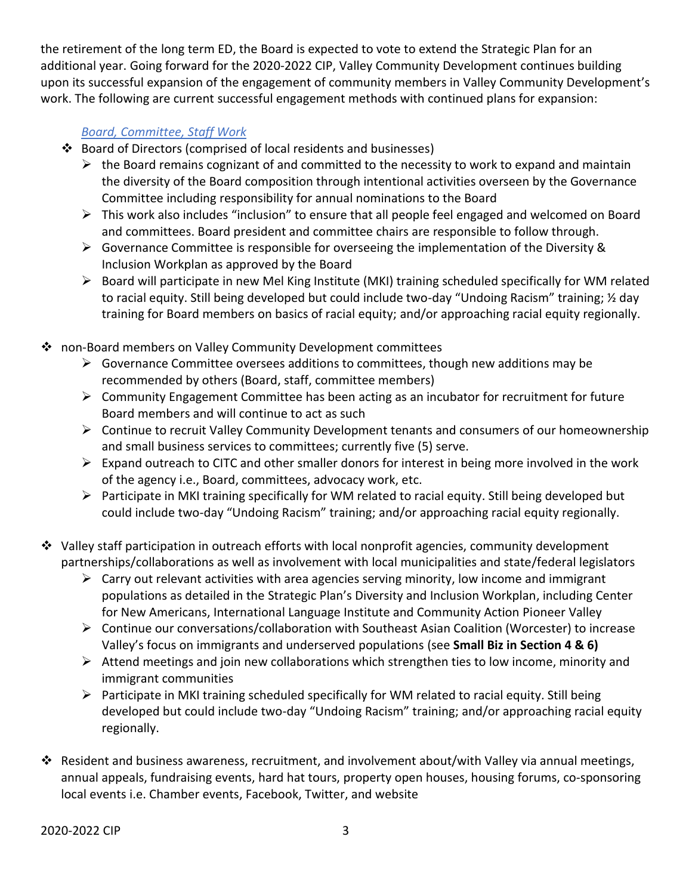the retirement of the long term ED, the Board is expected to vote to extend the Strategic Plan for an additional year. Going forward for the 2020-2022 CIP, Valley Community Development continues building upon its successful expansion of the engagement of community members in Valley Community Development's work. The following are current successful engagement methods with continued plans for expansion:

*Board, Committee, Staff Work*

- Board of Directors (comprised of local residents and businesses)
  - the Board remains cognizant of and committed to the necessity to work to expand and maintain the diversity of the Board composition through intentional activities overseen by the Governance Committee including responsibility for annual nominations to the Board
  - This work also includes "inclusion" to ensure that all people feel engaged and welcomed on Board and committees. Board president and committee chairs are responsible to follow through.
  - Governance Committee is responsible for overseeing the implementation of the Diversity & Inclusion Workplan as approved by the Board
  - Board will participate in new Mel King Institute (MKI) training scheduled specifically for WM related to racial equity. Still being developed but could include two-day "Undoing Racism" training; ½ day training for Board members on basics of racial equity; and/or approaching racial equity regionally.

- non-Board members on Valley Community Development committees
  - Governance Committee oversees additions to committees, though new additions may be recommended by others (Board, staff, committee members)
  - Community Engagement Committee has been acting as an incubator for recruitment for future Board members and will continue to act as such
  - Continue to recruit Valley Community Development tenants and consumers of our homeownership and small business services to committees; currently five (5) serve.
  - Expand outreach to CITC and other smaller donors for interest in being more involved in the work of the agency i.e., Board, committees, advocacy work, etc.
  - Participate in MKI training specifically for WM related to racial equity. Still being developed but could include two-day "Undoing Racism" training; and/or approaching racial equity regionally.

- Valley staff participation in outreach efforts with local nonprofit agencies, community development partnerships/collaborations as well as involvement with local municipalities and state/federal legislators
  - Carry out relevant activities with area agencies serving minority, low income and immigrant populations as detailed in the Strategic Plan's Diversity and Inclusion Workplan, including Center for New Americans, International Language Institute and Community Action Pioneer Valley
  - Continue our conversations/collaboration with Southeast Asian Coalition (Worcester) to increase Valley's focus on immigrants and underserved populations (see **Small Biz in Section 4 & 6)**
  - Attend meetings and join new collaborations which strengthen ties to low income, minority and immigrant communities
  - Participate in MKI training scheduled specifically for WM related to racial equity. Still being developed but could include two-day "Undoing Racism" training; and/or approaching racial equity regionally.

- Resident and business awareness, recruitment, and involvement about/with Valley via annual meetings, annual appeals, fundraising events, hard hat tours, property open houses, housing forums, co-sponsoring local events i.e. Chamber events, Facebook, Twitter, and website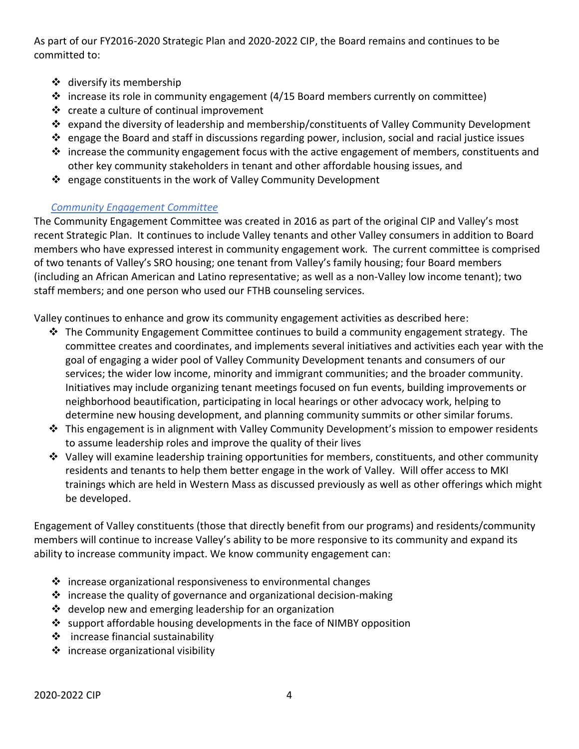As part of our FY2016-2020 Strategic Plan and 2020-2022 CIP, the Board remains and continues to be committed to:

- diversify its membership
- increase its role in community engagement (4/15 Board members currently on committee)
- create a culture of continual improvement
- expand the diversity of leadership and membership/constituents of Valley Community Development
- engage the Board and staff in discussions regarding power, inclusion, social and racial justice issues
- increase the community engagement focus with the active engagement of members, constituents and other key community stakeholders in tenant and other affordable housing issues, and
- engage constituents in the work of Valley Community Development

### *Community Engagement Committee*

The Community Engagement Committee was created in 2016 as part of the original CIP and Valley's most recent Strategic Plan. It continues to include Valley tenants and other Valley consumers in addition to Board members who have expressed interest in community engagement work. The current committee is comprised of two tenants of Valley's SRO housing; one tenant from Valley's family housing; four Board members (including an African American and Latino representative; as well as a non-Valley low income tenant); two staff members; and one person who used our FTHB counseling services.

Valley continues to enhance and grow its community engagement activities as described here:

- The Community Engagement Committee continues to build a community engagement strategy. The committee creates and coordinates, and implements several initiatives and activities each year with the goal of engaging a wider pool of Valley Community Development tenants and consumers of our services; the wider low income, minority and immigrant communities; and the broader community. Initiatives may include organizing tenant meetings focused on fun events, building improvements or neighborhood beautification, participating in local hearings or other advocacy work, helping to determine new housing development, and planning community summits or other similar forums.
- This engagement is in alignment with Valley Community Development's mission to empower residents to assume leadership roles and improve the quality of their lives
- Valley will examine leadership training opportunities for members, constituents, and other community residents and tenants to help them better engage in the work of Valley. Will offer access to MKI trainings which are held in Western Mass as discussed previously as well as other offerings which might be developed.

Engagement of Valley constituents (those that directly benefit from our programs) and residents/community members will continue to increase Valley's ability to be more responsive to its community and expand its ability to increase community impact. We know community engagement can:

- increase organizational responsiveness to environmental changes
- increase the quality of governance and organizational decision-making
- develop new and emerging leadership for an organization
- support affordable housing developments in the face of NIMBY opposition
- increase financial sustainability
- increase organizational visibility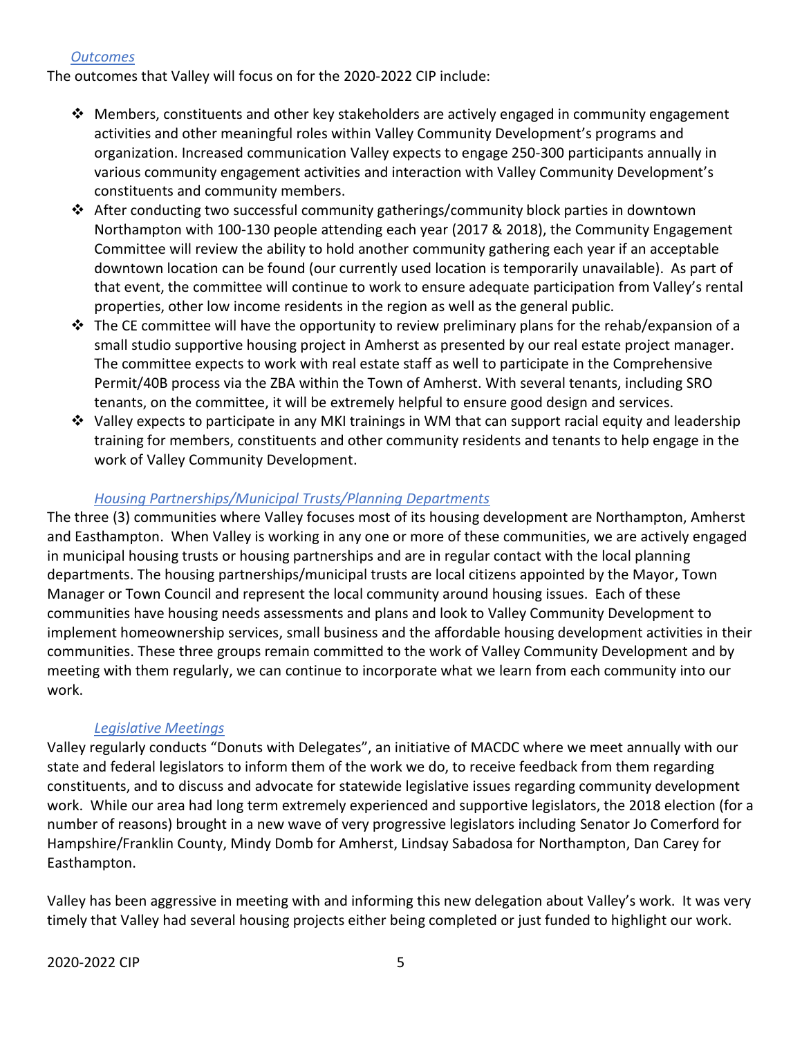*Outcomes*

The outcomes that Valley will focus on for the 2020-2022 CIP include:

- Members, constituents and other key stakeholders are actively engaged in community engagement activities and other meaningful roles within Valley Community Development's programs and organization. Increased communication Valley expects to engage 250-300 participants annually in various community engagement activities and interaction with Valley Community Development's constituents and community members.
- After conducting two successful community gatherings/community block parties in downtown Northampton with 100-130 people attending each year (2017 & 2018), the Community Engagement Committee will review the ability to hold another community gathering each year if an acceptable downtown location can be found (our currently used location is temporarily unavailable). As part of that event, the committee will continue to work to ensure adequate participation from Valley's rental properties, other low income residents in the region as well as the general public.
- The CE committee will have the opportunity to review preliminary plans for the rehab/expansion of a small studio supportive housing project in Amherst as presented by our real estate project manager. The committee expects to work with real estate staff as well to participate in the Comprehensive Permit/40B process via the ZBA within the Town of Amherst. With several tenants, including SRO tenants, on the committee, it will be extremely helpful to ensure good design and services.
- Valley expects to participate in any MKI trainings in WM that can support racial equity and leadership training for members, constituents and other community residents and tenants to help engage in the work of Valley Community Development.

*Housing Partnerships/Municipal Trusts/Planning Departments*

The three (3) communities where Valley focuses most of its housing development are Northampton, Amherst and Easthampton. When Valley is working in any one or more of these communities, we are actively engaged in municipal housing trusts or housing partnerships and are in regular contact with the local planning departments. The housing partnerships/municipal trusts are local citizens appointed by the Mayor, Town Manager or Town Council and represent the local community around housing issues. Each of these communities have housing needs assessments and plans and look to Valley Community Development to implement homeownership services, small business and the affordable housing development activities in their communities. These three groups remain committed to the work of Valley Community Development and by meeting with them regularly, we can continue to incorporate what we learn from each community into our work.

*Legislative Meetings*

Valley regularly conducts "Donuts with Delegates", an initiative of MACDC where we meet annually with our state and federal legislators to inform them of the work we do, to receive feedback from them regarding constituents, and to discuss and advocate for statewide legislative issues regarding community development work. While our area had long term extremely experienced and supportive legislators, the 2018 election (for a number of reasons) brought in a new wave of very progressive legislators including Senator Jo Comerford for Hampshire/Franklin County, Mindy Domb for Amherst, Lindsay Sabadosa for Northampton, Dan Carey for Easthampton.

Valley has been aggressive in meeting with and informing this new delegation about Valley's work. It was very timely that Valley had several housing projects either being completed or just funded to highlight our work.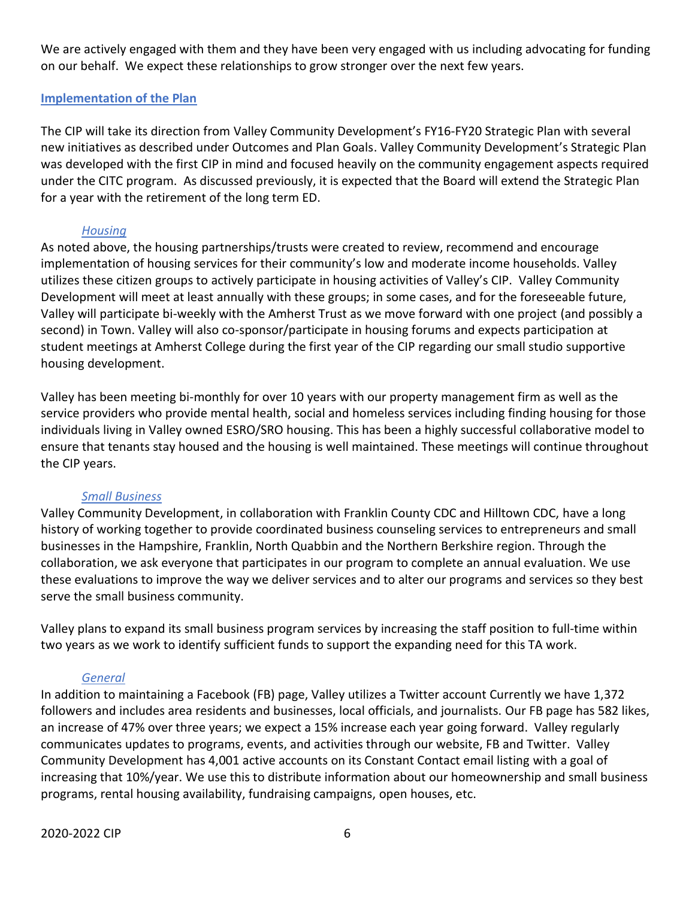We are actively engaged with them and they have been very engaged with us including advocating for funding on our behalf. We expect these relationships to grow stronger over the next few years.

## Implementation of the Plan

The CIP will take its direction from Valley Community Development's FY16-FY20 Strategic Plan with several new initiatives as described under Outcomes and Plan Goals. Valley Community Development's Strategic Plan was developed with the first CIP in mind and focused heavily on the community engagement aspects required under the CITC program. As discussed previously, it is expected that the Board will extend the Strategic Plan for a year with the retirement of the long term ED.

### *Housing*

As noted above, the housing partnerships/trusts were created to review, recommend and encourage implementation of housing services for their community's low and moderate income households. Valley utilizes these citizen groups to actively participate in housing activities of Valley's CIP. Valley Community Development will meet at least annually with these groups; in some cases, and for the foreseeable future, Valley will participate bi-weekly with the Amherst Trust as we move forward with one project (and possibly a second) in Town. Valley will also co-sponsor/participate in housing forums and expects participation at student meetings at Amherst College during the first year of the CIP regarding our small studio supportive housing development.

Valley has been meeting bi-monthly for over 10 years with our property management firm as well as the service providers who provide mental health, social and homeless services including finding housing for those individuals living in Valley owned ESRO/SRO housing. This has been a highly successful collaborative model to ensure that tenants stay housed and the housing is well maintained. These meetings will continue throughout the CIP years.

### *Small Business*

Valley Community Development, in collaboration with Franklin County CDC and Hilltown CDC, have a long history of working together to provide coordinated business counseling services to entrepreneurs and small businesses in the Hampshire, Franklin, North Quabbin and the Northern Berkshire region. Through the collaboration, we ask everyone that participates in our program to complete an annual evaluation. We use these evaluations to improve the way we deliver services and to alter our programs and services so they best serve the small business community.

Valley plans to expand its small business program services by increasing the staff position to full-time within two years as we work to identify sufficient funds to support the expanding need for this TA work.

### *General*

In addition to maintaining a Facebook (FB) page, Valley utilizes a Twitter account Currently we have 1,372 followers and includes area residents and businesses, local officials, and journalists. Our FB page has 582 likes, an increase of 47% over three years; we expect a 15% increase each year going forward. Valley regularly communicates updates to programs, events, and activities through our website, FB and Twitter. Valley Community Development has 4,001 active accounts on its Constant Contact email listing with a goal of increasing that 10%/year. We use this to distribute information about our homeownership and small business programs, rental housing availability, fundraising campaigns, open houses, etc.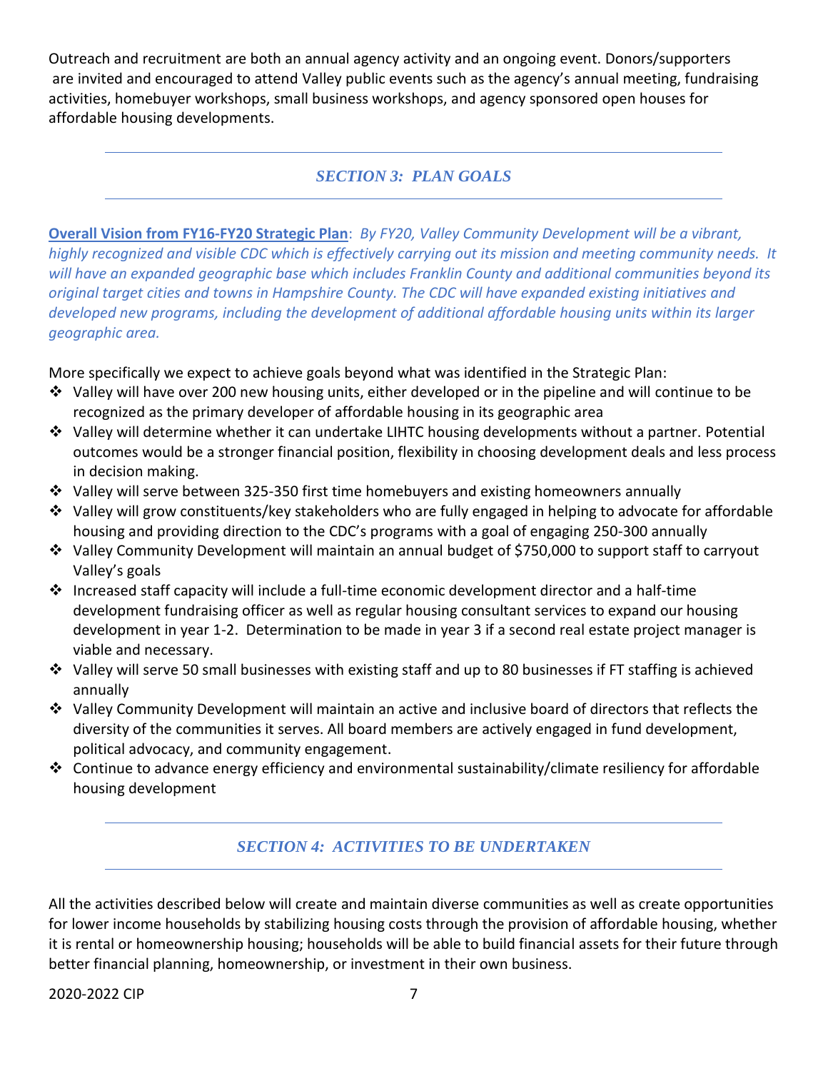Outreach and recruitment are both an annual agency activity and an ongoing event. Donors/supporters are invited and encouraged to attend Valley public events such as the agency's annual meeting, fundraising activities, homebuyer workshops, small business workshops, and agency sponsored open houses for affordable housing developments.

## *SECTION 3: PLAN GOALS*

**Overall Vision from FY16-FY20 Strategic Plan**: *By FY20, Valley Community Development will be a vibrant, highly recognized and visible CDC which is effectively carrying out its mission and meeting community needs. It will have an expanded geographic base which includes Franklin County and additional communities beyond its original target cities and towns in Hampshire County. The CDC will have expanded existing initiatives and developed new programs, including the development of additional affordable housing units within its larger geographic area.*

More specifically we expect to achieve goals beyond what was identified in the Strategic Plan:

- Valley will have over 200 new housing units, either developed or in the pipeline and will continue to be recognized as the primary developer of affordable housing in its geographic area
- Valley will determine whether it can undertake LIHTC housing developments without a partner. Potential outcomes would be a stronger financial position, flexibility in choosing development deals and less process in decision making.
- Valley will serve between 325-350 first time homebuyers and existing homeowners annually
- Valley will grow constituents/key stakeholders who are fully engaged in helping to advocate for affordable housing and providing direction to the CDC's programs with a goal of engaging 250-300 annually
- Valley Community Development will maintain an annual budget of $750,000 to support staff to carryout Valley's goals
- Increased staff capacity will include a full-time economic development director and a half-time development fundraising officer as well as regular housing consultant services to expand our housing development in year 1-2. Determination to be made in year 3 if a second real estate project manager is viable and necessary.
- Valley will serve 50 small businesses with existing staff and up to 80 businesses if FT staffing is achieved annually
- Valley Community Development will maintain an active and inclusive board of directors that reflects the diversity of the communities it serves. All board members are actively engaged in fund development, political advocacy, and community engagement.
- Continue to advance energy efficiency and environmental sustainability/climate resiliency for affordable housing development

## *SECTION 4: ACTIVITIES TO BE UNDERTAKEN*

All the activities described below will create and maintain diverse communities as well as create opportunities for lower income households by stabilizing housing costs through the provision of affordable housing, whether it is rental or homeownership housing; households will be able to build financial assets for their future through better financial planning, homeownership, or investment in their own business.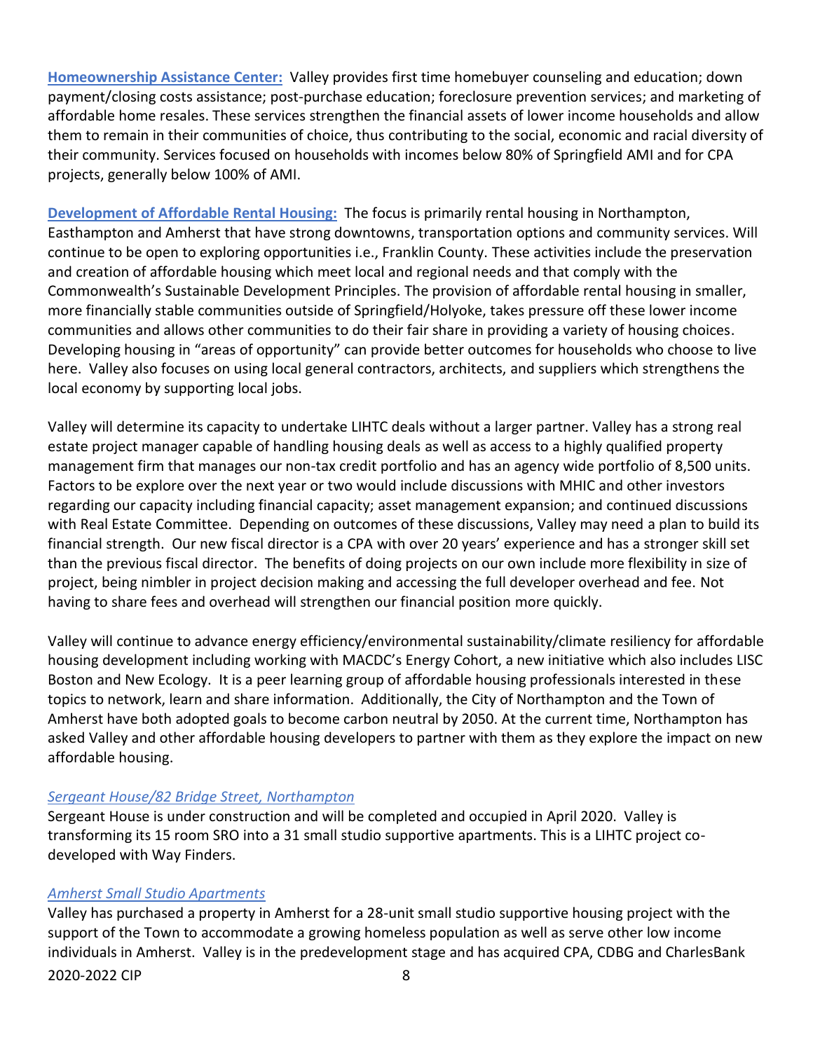**Homeownership Assistance Center:** Valley provides first time homebuyer counseling and education; down payment/closing costs assistance; post-purchase education; foreclosure prevention services; and marketing of affordable home resales. These services strengthen the financial assets of lower income households and allow them to remain in their communities of choice, thus contributing to the social, economic and racial diversity of their community. Services focused on households with incomes below 80% of Springfield AMI and for CPA projects, generally below 100% of AMI.

**Development of Affordable Rental Housing:** The focus is primarily rental housing in Northampton, Easthampton and Amherst that have strong downtowns, transportation options and community services. Will continue to be open to exploring opportunities i.e., Franklin County. These activities include the preservation and creation of affordable housing which meet local and regional needs and that comply with the Commonwealth's Sustainable Development Principles. The provision of affordable rental housing in smaller, more financially stable communities outside of Springfield/Holyoke, takes pressure off these lower income communities and allows other communities to do their fair share in providing a variety of housing choices. Developing housing in "areas of opportunity" can provide better outcomes for households who choose to live here. Valley also focuses on using local general contractors, architects, and suppliers which strengthens the local economy by supporting local jobs.

Valley will determine its capacity to undertake LIHTC deals without a larger partner. Valley has a strong real estate project manager capable of handling housing deals as well as access to a highly qualified property management firm that manages our non-tax credit portfolio and has an agency wide portfolio of 8,500 units. Factors to be explore over the next year or two would include discussions with MHIC and other investors regarding our capacity including financial capacity; asset management expansion; and continued discussions with Real Estate Committee. Depending on outcomes of these discussions, Valley may need a plan to build its financial strength. Our new fiscal director is a CPA with over 20 years' experience and has a stronger skill set than the previous fiscal director. The benefits of doing projects on our own include more flexibility in size of project, being nimbler in project decision making and accessing the full developer overhead and fee. Not having to share fees and overhead will strengthen our financial position more quickly.

Valley will continue to advance energy efficiency/environmental sustainability/climate resiliency for affordable housing development including working with MACDC's Energy Cohort, a new initiative which also includes LISC Boston and New Ecology. It is a peer learning group of affordable housing professionals interested in these topics to network, learn and share information. Additionally, the City of Northampton and the Town of Amherst have both adopted goals to become carbon neutral by 2050. At the current time, Northampton has asked Valley and other affordable housing developers to partner with them as they explore the impact on new affordable housing.

*Sergeant House/82 Bridge Street, Northampton*

Sergeant House is under construction and will be completed and occupied in April 2020. Valley is transforming its 15 room SRO into a 31 small studio supportive apartments. This is a LIHTC project co-developed with Way Finders.

*Amherst Small Studio Apartments*

Valley has purchased a property in Amherst for a 28-unit small studio supportive housing project with the support of the Town to accommodate a growing homeless population as well as serve other low income individuals in Amherst. Valley is in the predevelopment stage and has acquired CPA, CDBG and CharlesBank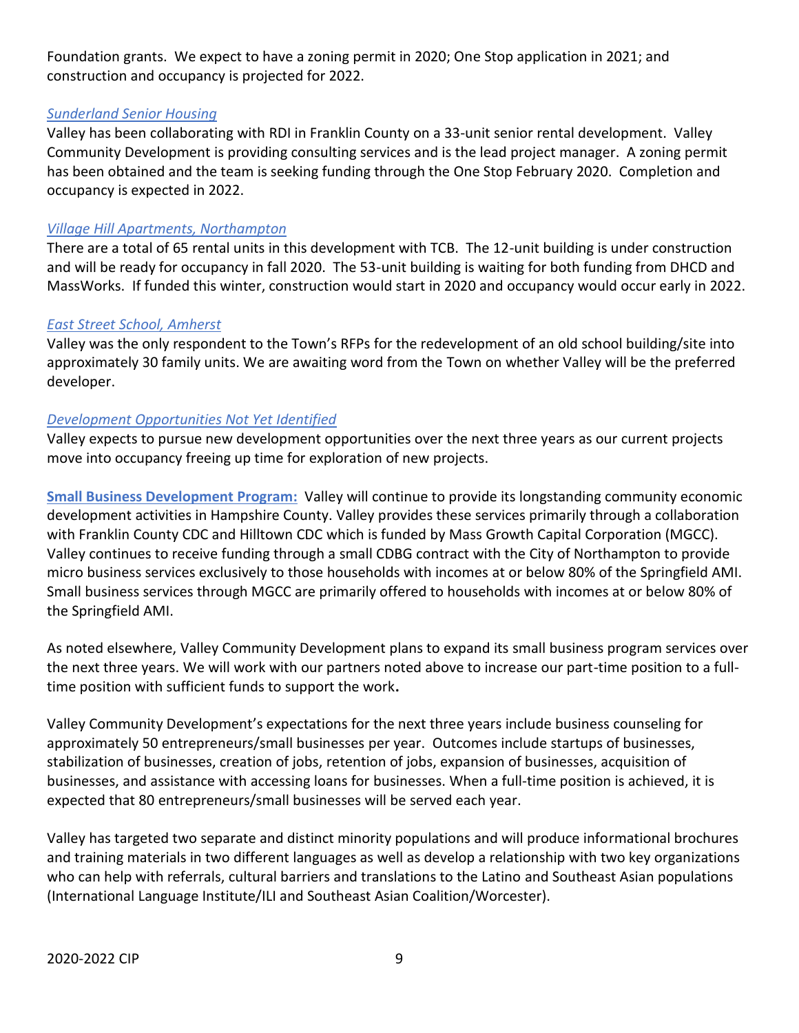Foundation grants. We expect to have a zoning permit in 2020; One Stop application in 2021; and construction and occupancy is projected for 2022.

*Sunderland Senior Housing*

Valley has been collaborating with RDI in Franklin County on a 33-unit senior rental development. Valley Community Development is providing consulting services and is the lead project manager. A zoning permit has been obtained and the team is seeking funding through the One Stop February 2020. Completion and occupancy is expected in 2022.

*Village Hill Apartments, Northampton*

There are a total of 65 rental units in this development with TCB. The 12-unit building is under construction and will be ready for occupancy in fall 2020. The 53-unit building is waiting for both funding from DHCD and MassWorks. If funded this winter, construction would start in 2020 and occupancy would occur early in 2022.

*East Street School, Amherst*

Valley was the only respondent to the Town's RFPs for the redevelopment of an old school building/site into approximately 30 family units. We are awaiting word from the Town on whether Valley will be the preferred developer.

*Development Opportunities Not Yet Identified*

Valley expects to pursue new development opportunities over the next three years as our current projects move into occupancy freeing up time for exploration of new projects.

**Small Business Development Program:** Valley will continue to provide its longstanding community economic development activities in Hampshire County. Valley provides these services primarily through a collaboration with Franklin County CDC and Hilltown CDC which is funded by Mass Growth Capital Corporation (MGCC). Valley continues to receive funding through a small CDBG contract with the City of Northampton to provide micro business services exclusively to those households with incomes at or below 80% of the Springfield AMI. Small business services through MGCC are primarily offered to households with incomes at or below 80% of the Springfield AMI.

As noted elsewhere, Valley Community Development plans to expand its small business program services over the next three years. We will work with our partners noted above to increase our part-time position to a full-time position with sufficient funds to support the work.

Valley Community Development's expectations for the next three years include business counseling for approximately 50 entrepreneurs/small businesses per year. Outcomes include startups of businesses, stabilization of businesses, creation of jobs, retention of jobs, expansion of businesses, acquisition of businesses, and assistance with accessing loans for businesses. When a full-time position is achieved, it is expected that 80 entrepreneurs/small businesses will be served each year.

Valley has targeted two separate and distinct minority populations and will produce informational brochures and training materials in two different languages as well as develop a relationship with two key organizations who can help with referrals, cultural barriers and translations to the Latino and Southeast Asian populations (International Language Institute/ILI and Southeast Asian Coalition/Worcester).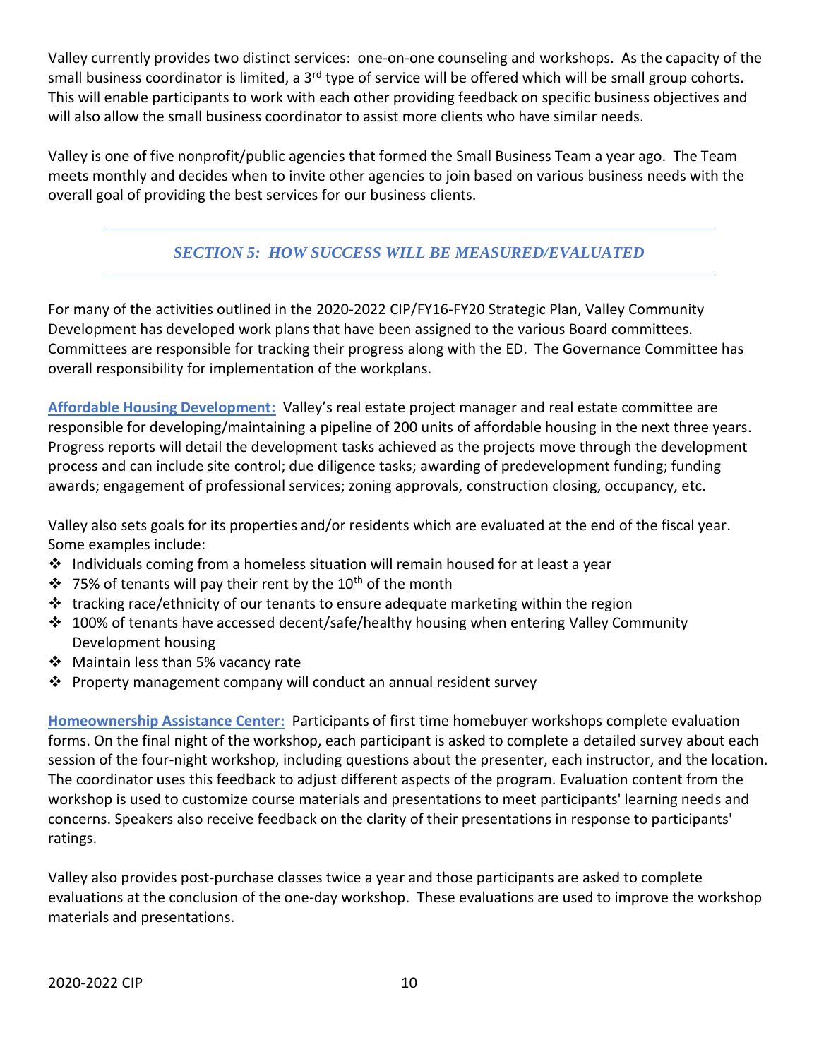Valley currently provides two distinct services: one-on-one counseling and workshops. As the capacity of the small business coordinator is limited, a 3rd type of service will be offered which will be small group cohorts. This will enable participants to work with each other providing feedback on specific business objectives and will also allow the small business coordinator to assist more clients who have similar needs.

Valley is one of five nonprofit/public agencies that formed the Small Business Team a year ago. The Team meets monthly and decides when to invite other agencies to join based on various business needs with the overall goal of providing the best services for our business clients.

---

## *SECTION 5: HOW SUCCESS WILL BE MEASURED/EVALUATED*

---

For many of the activities outlined in the 2020-2022 CIP/FY16-FY20 Strategic Plan, Valley Community Development has developed work plans that have been assigned to the various Board committees. Committees are responsible for tracking their progress along with the ED. The Governance Committee has overall responsibility for implementation of the workplans.

**Affordable Housing Development:** Valley's real estate project manager and real estate committee are responsible for developing/maintaining a pipeline of 200 units of affordable housing in the next three years. Progress reports will detail the development tasks achieved as the projects move through the development process and can include site control; due diligence tasks; awarding of predevelopment funding; funding awards; engagement of professional services; zoning approvals, construction closing, occupancy, etc.

Valley also sets goals for its properties and/or residents which are evaluated at the end of the fiscal year. Some examples include:

- Individuals coming from a homeless situation will remain housed for at least a year
- 75% of tenants will pay their rent by the 10th of the month
- tracking race/ethnicity of our tenants to ensure adequate marketing within the region
- 100% of tenants have accessed decent/safe/healthy housing when entering Valley Community Development housing
- Maintain less than 5% vacancy rate
- Property management company will conduct an annual resident survey

**Homeownership Assistance Center:** Participants of first time homebuyer workshops complete evaluation forms. On the final night of the workshop, each participant is asked to complete a detailed survey about each session of the four-night workshop, including questions about the presenter, each instructor, and the location. The coordinator uses this feedback to adjust different aspects of the program. Evaluation content from the workshop is used to customize course materials and presentations to meet participants' learning needs and concerns. Speakers also receive feedback on the clarity of their presentations in response to participants' ratings.

Valley also provides post-purchase classes twice a year and those participants are asked to complete evaluations at the conclusion of the one-day workshop. These evaluations are used to improve the workshop materials and presentations.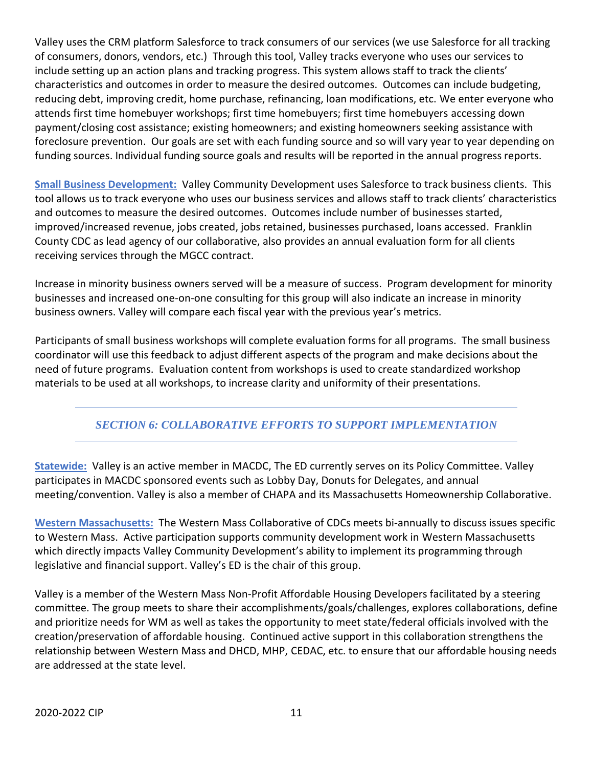Valley uses the CRM platform Salesforce to track consumers of our services (we use Salesforce for all tracking of consumers, donors, vendors, etc.) Through this tool, Valley tracks everyone who uses our services to include setting up an action plans and tracking progress. This system allows staff to track the clients' characteristics and outcomes in order to measure the desired outcomes. Outcomes can include budgeting, reducing debt, improving credit, home purchase, refinancing, loan modifications, etc. We enter everyone who attends first time homebuyer workshops; first time homebuyers; first time homebuyers accessing down payment/closing cost assistance; existing homeowners; and existing homeowners seeking assistance with foreclosure prevention. Our goals are set with each funding source and so will vary year to year depending on funding sources. Individual funding source goals and results will be reported in the annual progress reports.

**Small Business Development:** Valley Community Development uses Salesforce to track business clients. This tool allows us to track everyone who uses our business services and allows staff to track clients' characteristics and outcomes to measure the desired outcomes. Outcomes include number of businesses started, improved/increased revenue, jobs created, jobs retained, businesses purchased, loans accessed. Franklin County CDC as lead agency of our collaborative, also provides an annual evaluation form for all clients receiving services through the MGCC contract.

Increase in minority business owners served will be a measure of success. Program development for minority businesses and increased one-on-one consulting for this group will also indicate an increase in minority business owners. Valley will compare each fiscal year with the previous year's metrics.

Participants of small business workshops will complete evaluation forms for all programs. The small business coordinator will use this feedback to adjust different aspects of the program and make decisions about the need of future programs. Evaluation content from workshops is used to create standardized workshop materials to be used at all workshops, to increase clarity and uniformity of their presentations.

## *SECTION 6: COLLABORATIVE EFFORTS TO SUPPORT IMPLEMENTATION*

**Statewide:** Valley is an active member in MACDC, The ED currently serves on its Policy Committee. Valley participates in MACDC sponsored events such as Lobby Day, Donuts for Delegates, and annual meeting/convention. Valley is also a member of CHAPA and its Massachusetts Homeownership Collaborative.

**Western Massachusetts:** The Western Mass Collaborative of CDCs meets bi-annually to discuss issues specific to Western Mass. Active participation supports community development work in Western Massachusetts which directly impacts Valley Community Development's ability to implement its programming through legislative and financial support. Valley's ED is the chair of this group.

Valley is a member of the Western Mass Non-Profit Affordable Housing Developers facilitated by a steering committee. The group meets to share their accomplishments/goals/challenges, explores collaborations, define and prioritize needs for WM as well as takes the opportunity to meet state/federal officials involved with the creation/preservation of affordable housing. Continued active support in this collaboration strengthens the relationship between Western Mass and DHCD, MHP, CEDAC, etc. to ensure that our affordable housing needs are addressed at the state level.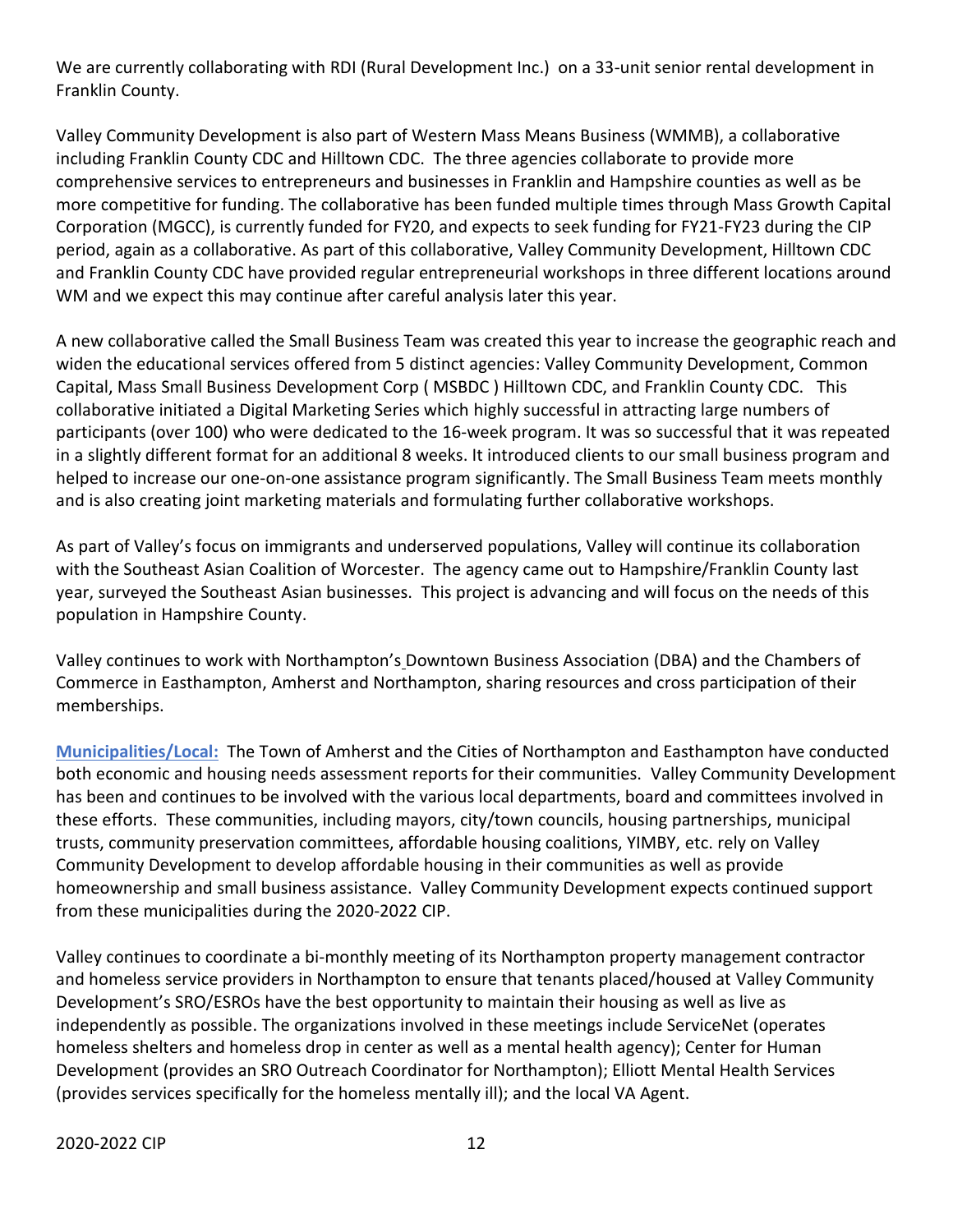We are currently collaborating with RDI (Rural Development Inc.) on a 33-unit senior rental development in Franklin County.

Valley Community Development is also part of Western Mass Means Business (WMMB), a collaborative including Franklin County CDC and Hilltown CDC. The three agencies collaborate to provide more comprehensive services to entrepreneurs and businesses in Franklin and Hampshire counties as well as be more competitive for funding. The collaborative has been funded multiple times through Mass Growth Capital Corporation (MGCC), is currently funded for FY20, and expects to seek funding for FY21-FY23 during the CIP period, again as a collaborative. As part of this collaborative, Valley Community Development, Hilltown CDC and Franklin County CDC have provided regular entrepreneurial workshops in three different locations around WM and we expect this may continue after careful analysis later this year.

A new collaborative called the Small Business Team was created this year to increase the geographic reach and widen the educational services offered from 5 distinct agencies: Valley Community Development, Common Capital, Mass Small Business Development Corp ( MSBDC ) Hilltown CDC, and Franklin County CDC. This collaborative initiated a Digital Marketing Series which highly successful in attracting large numbers of participants (over 100) who were dedicated to the 16-week program. It was so successful that it was repeated in a slightly different format for an additional 8 weeks. It introduced clients to our small business program and helped to increase our one-on-one assistance program significantly. The Small Business Team meets monthly and is also creating joint marketing materials and formulating further collaborative workshops.

As part of Valley's focus on immigrants and underserved populations, Valley will continue its collaboration with the Southeast Asian Coalition of Worcester. The agency came out to Hampshire/Franklin County last year, surveyed the Southeast Asian businesses. This project is advancing and will focus on the needs of this population in Hampshire County.

Valley continues to work with Northampton's Downtown Business Association (DBA) and the Chambers of Commerce in Easthampton, Amherst and Northampton, sharing resources and cross participation of their memberships.

**Municipalities/Local:** The Town of Amherst and the Cities of Northampton and Easthampton have conducted both economic and housing needs assessment reports for their communities. Valley Community Development has been and continues to be involved with the various local departments, board and committees involved in these efforts. These communities, including mayors, city/town councils, housing partnerships, municipal trusts, community preservation committees, affordable housing coalitions, YIMBY, etc. rely on Valley Community Development to develop affordable housing in their communities as well as provide homeownership and small business assistance. Valley Community Development expects continued support from these municipalities during the 2020-2022 CIP.

Valley continues to coordinate a bi-monthly meeting of its Northampton property management contractor and homeless service providers in Northampton to ensure that tenants placed/housed at Valley Community Development's SRO/ESROs have the best opportunity to maintain their housing as well as live as independently as possible. The organizations involved in these meetings include ServiceNet (operates homeless shelters and homeless drop in center as well as a mental health agency); Center for Human Development (provides an SRO Outreach Coordinator for Northampton); Elliott Mental Health Services (provides services specifically for the homeless mentally ill); and the local VA Agent.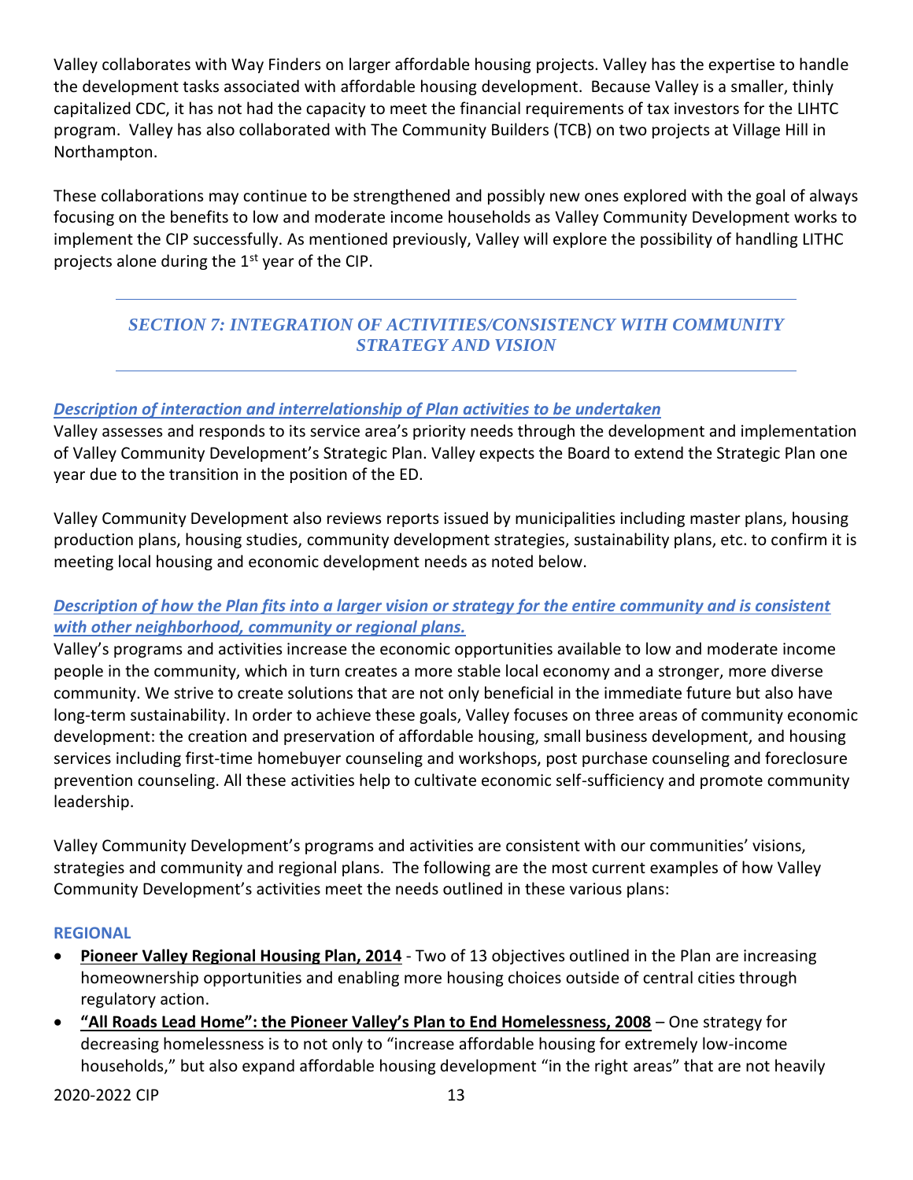Valley collaborates with Way Finders on larger affordable housing projects. Valley has the expertise to handle the development tasks associated with affordable housing development. Because Valley is a smaller, thinly capitalized CDC, it has not had the capacity to meet the financial requirements of tax investors for the LIHTC program. Valley has also collaborated with The Community Builders (TCB) on two projects at Village Hill in Northampton.

These collaborations may continue to be strengthened and possibly new ones explored with the goal of always focusing on the benefits to low and moderate income households as Valley Community Development works to implement the CIP successfully. As mentioned previously, Valley will explore the possibility of handling LITHC projects alone during the 1st year of the CIP.

## *SECTION 7: INTEGRATION OF ACTIVITIES/CONSISTENCY WITH COMMUNITY STRATEGY AND VISION*

### *Description of interaction and interrelationship of Plan activities to be undertaken*

Valley assesses and responds to its service area's priority needs through the development and implementation of Valley Community Development's Strategic Plan. Valley expects the Board to extend the Strategic Plan one year due to the transition in the position of the ED.

Valley Community Development also reviews reports issued by municipalities including master plans, housing production plans, housing studies, community development strategies, sustainability plans, etc. to confirm it is meeting local housing and economic development needs as noted below.

### *Description of how the Plan fits into a larger vision or strategy for the entire community and is consistent with other neighborhood, community or regional plans.*

Valley's programs and activities increase the economic opportunities available to low and moderate income people in the community, which in turn creates a more stable local economy and a stronger, more diverse community. We strive to create solutions that are not only beneficial in the immediate future but also have long-term sustainability. In order to achieve these goals, Valley focuses on three areas of community economic development: the creation and preservation of affordable housing, small business development, and housing services including first-time homebuyer counseling and workshops, post purchase counseling and foreclosure prevention counseling. All these activities help to cultivate economic self-sufficiency and promote community leadership.

Valley Community Development's programs and activities are consistent with our communities' visions, strategies and community and regional plans. The following are the most current examples of how Valley Community Development's activities meet the needs outlined in these various plans:

#### REGIONAL

- **Pioneer Valley Regional Housing Plan, 2014** - Two of 13 objectives outlined in the Plan are increasing homeownership opportunities and enabling more housing choices outside of central cities through regulatory action.
- **"All Roads Lead Home": the Pioneer Valley's Plan to End Homelessness, 2008** – One strategy for decreasing homelessness is to not only to "increase affordable housing for extremely low-income households," but also expand affordable housing development "in the right areas" that are not heavily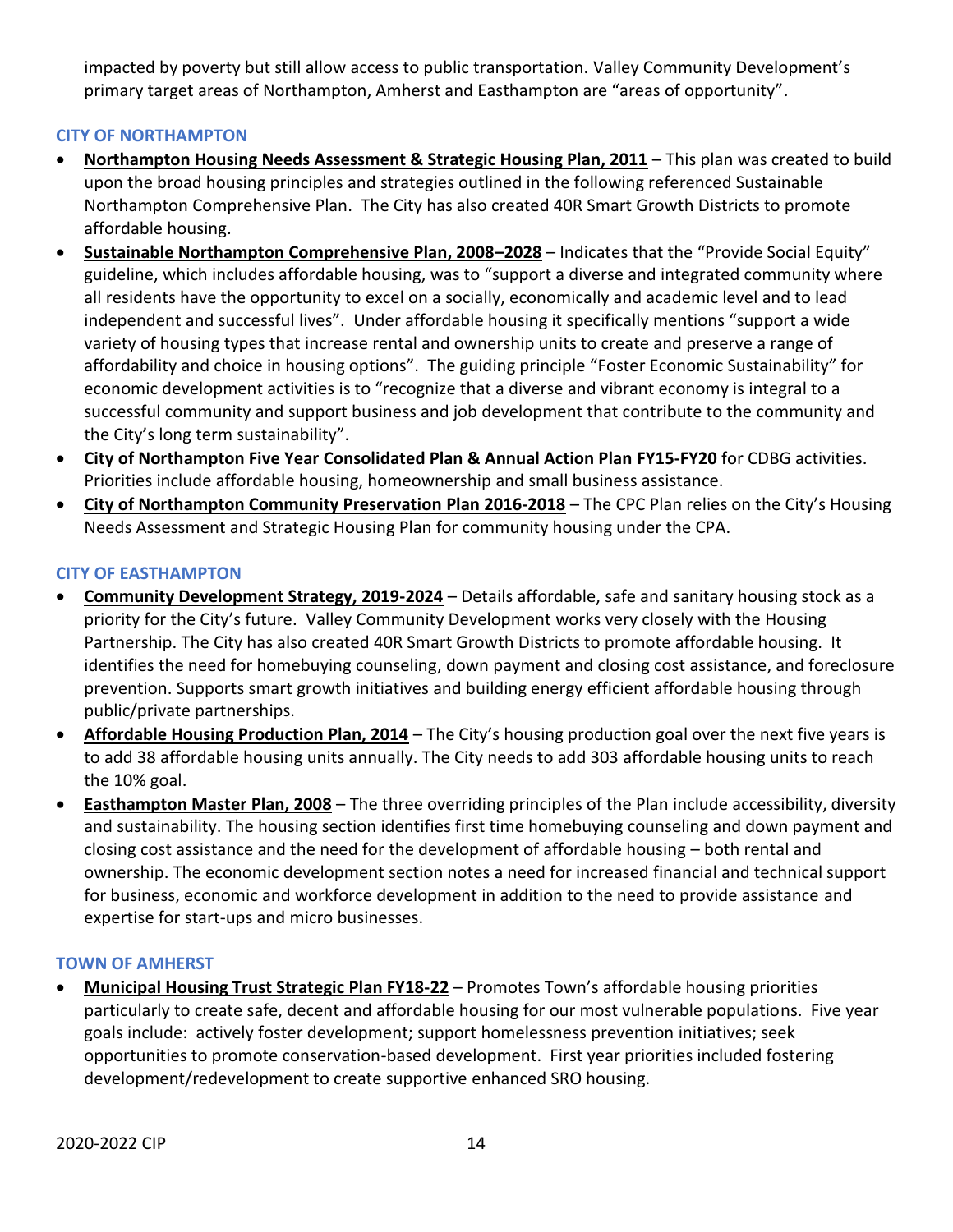impacted by poverty but still allow access to public transportation. Valley Community Development's primary target areas of Northampton, Amherst and Easthampton are "areas of opportunity".

### CITY OF NORTHAMPTON

- **Northampton Housing Needs Assessment & Strategic Housing Plan, 2011** – This plan was created to build upon the broad housing principles and strategies outlined in the following referenced Sustainable Northampton Comprehensive Plan. The City has also created 40R Smart Growth Districts to promote affordable housing.
- **Sustainable Northampton Comprehensive Plan, 2008–2028** – Indicates that the "Provide Social Equity" guideline, which includes affordable housing, was to "support a diverse and integrated community where all residents have the opportunity to excel on a socially, economically and academic level and to lead independent and successful lives". Under affordable housing it specifically mentions "support a wide variety of housing types that increase rental and ownership units to create and preserve a range of affordability and choice in housing options". The guiding principle "Foster Economic Sustainability" for economic development activities is to "recognize that a diverse and vibrant economy is integral to a successful community and support business and job development that contribute to the community and the City's long term sustainability".
- **City of Northampton Five Year Consolidated Plan & Annual Action Plan FY15-FY20** for CDBG activities. Priorities include affordable housing, homeownership and small business assistance.
- **City of Northampton Community Preservation Plan 2016-2018** – The CPC Plan relies on the City's Housing Needs Assessment and Strategic Housing Plan for community housing under the CPA.

### CITY OF EASTHAMPTON

- **Community Development Strategy, 2019-2024** – Details affordable, safe and sanitary housing stock as a priority for the City's future. Valley Community Development works very closely with the Housing Partnership. The City has also created 40R Smart Growth Districts to promote affordable housing. It identifies the need for homebuying counseling, down payment and closing cost assistance, and foreclosure prevention. Supports smart growth initiatives and building energy efficient affordable housing through public/private partnerships.
- **Affordable Housing Production Plan, 2014** – The City's housing production goal over the next five years is to add 38 affordable housing units annually. The City needs to add 303 affordable housing units to reach the 10% goal.
- **Easthampton Master Plan, 2008** – The three overriding principles of the Plan include accessibility, diversity and sustainability. The housing section identifies first time homebuying counseling and down payment and closing cost assistance and the need for the development of affordable housing – both rental and ownership. The economic development section notes a need for increased financial and technical support for business, economic and workforce development in addition to the need to provide assistance and expertise for start-ups and micro businesses.

### TOWN OF AMHERST

- **Municipal Housing Trust Strategic Plan FY18-22** – Promotes Town's affordable housing priorities particularly to create safe, decent and affordable housing for our most vulnerable populations. Five year goals include: actively foster development; support homelessness prevention initiatives; seek opportunities to promote conservation-based development. First year priorities included fostering development/redevelopment to create supportive enhanced SRO housing.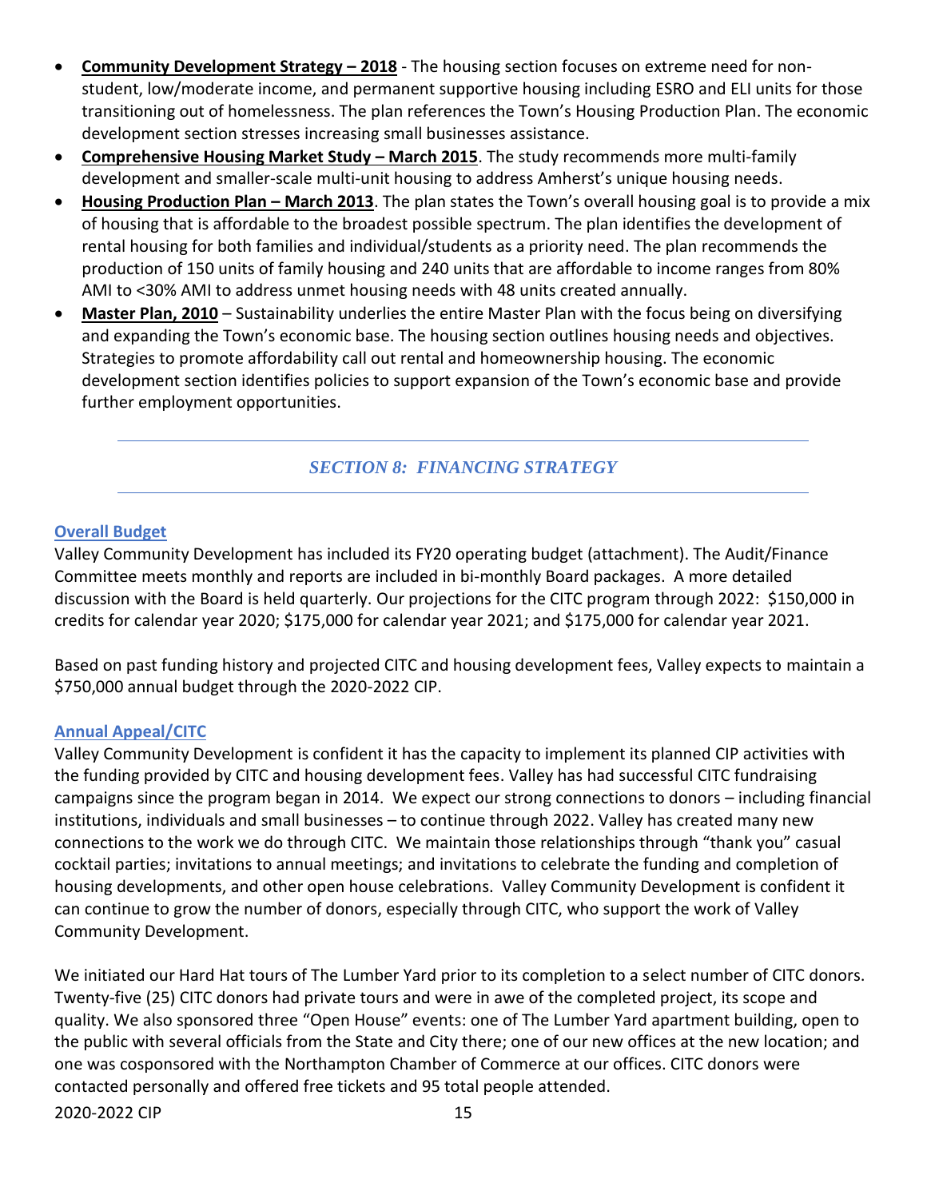- **Community Development Strategy – 2018** - The housing section focuses on extreme need for non-student, low/moderate income, and permanent supportive housing including ESRO and ELI units for those transitioning out of homelessness. The plan references the Town's Housing Production Plan. The economic development section stresses increasing small businesses assistance.
- **Comprehensive Housing Market Study – March 2015**. The study recommends more multi-family development and smaller-scale multi-unit housing to address Amherst's unique housing needs.
- **Housing Production Plan – March 2013**. The plan states the Town's overall housing goal is to provide a mix of housing that is affordable to the broadest possible spectrum. The plan identifies the development of rental housing for both families and individual/students as a priority need. The plan recommends the production of 150 units of family housing and 240 units that are affordable to income ranges from 80% AMI to <30% AMI to address unmet housing needs with 48 units created annually.
- **Master Plan, 2010** – Sustainability underlies the entire Master Plan with the focus being on diversifying and expanding the Town's economic base. The housing section outlines housing needs and objectives. Strategies to promote affordability call out rental and homeownership housing. The economic development section identifies policies to support expansion of the Town's economic base and provide further employment opportunities.

## *SECTION 8: FINANCING STRATEGY*

### Overall Budget

Valley Community Development has included its FY20 operating budget (attachment). The Audit/Finance Committee meets monthly and reports are included in bi-monthly Board packages. A more detailed discussion with the Board is held quarterly. Our projections for the CITC program through 2022: $150,000 in credits for calendar year 2020; $175,000 for calendar year 2021; and $175,000 for calendar year 2021.

Based on past funding history and projected CITC and housing development fees, Valley expects to maintain a $750,000 annual budget through the 2020-2022 CIP.

### Annual Appeal/CITC

Valley Community Development is confident it has the capacity to implement its planned CIP activities with the funding provided by CITC and housing development fees. Valley has had successful CITC fundraising campaigns since the program began in 2014. We expect our strong connections to donors – including financial institutions, individuals and small businesses – to continue through 2022. Valley has created many new connections to the work we do through CITC. We maintain those relationships through "thank you" casual cocktail parties; invitations to annual meetings; and invitations to celebrate the funding and completion of housing developments, and other open house celebrations. Valley Community Development is confident it can continue to grow the number of donors, especially through CITC, who support the work of Valley Community Development.

We initiated our Hard Hat tours of The Lumber Yard prior to its completion to a select number of CITC donors. Twenty-five (25) CITC donors had private tours and were in awe of the completed project, its scope and quality. We also sponsored three "Open House" events: one of The Lumber Yard apartment building, open to the public with several officials from the State and City there; one of our new offices at the new location; and one was cosponsored with the Northampton Chamber of Commerce at our offices. CITC donors were contacted personally and offered free tickets and 95 total people attended.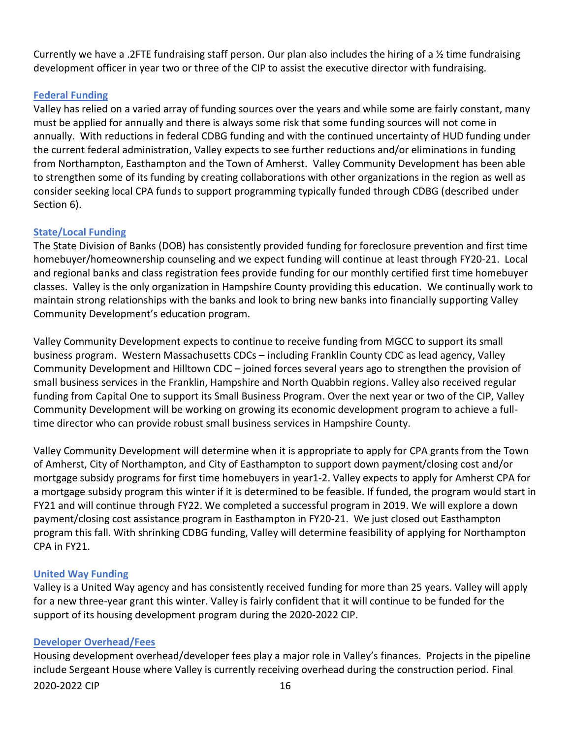Currently we have a .2FTE fundraising staff person. Our plan also includes the hiring of a ½ time fundraising development officer in year two or three of the CIP to assist the executive director with fundraising.

### Federal Funding

Valley has relied on a varied array of funding sources over the years and while some are fairly constant, many must be applied for annually and there is always some risk that some funding sources will not come in annually. With reductions in federal CDBG funding and with the continued uncertainty of HUD funding under the current federal administration, Valley expects to see further reductions and/or eliminations in funding from Northampton, Easthampton and the Town of Amherst. Valley Community Development has been able to strengthen some of its funding by creating collaborations with other organizations in the region as well as consider seeking local CPA funds to support programming typically funded through CDBG (described under Section 6).

### State/Local Funding

The State Division of Banks (DOB) has consistently provided funding for foreclosure prevention and first time homebuyer/homeownership counseling and we expect funding will continue at least through FY20-21. Local and regional banks and class registration fees provide funding for our monthly certified first time homebuyer classes. Valley is the only organization in Hampshire County providing this education. We continually work to maintain strong relationships with the banks and look to bring new banks into financially supporting Valley Community Development's education program.

Valley Community Development expects to continue to receive funding from MGCC to support its small business program. Western Massachusetts CDCs – including Franklin County CDC as lead agency, Valley Community Development and Hilltown CDC – joined forces several years ago to strengthen the provision of small business services in the Franklin, Hampshire and North Quabbin regions. Valley also received regular funding from Capital One to support its Small Business Program. Over the next year or two of the CIP, Valley Community Development will be working on growing its economic development program to achieve a full-time director who can provide robust small business services in Hampshire County.

Valley Community Development will determine when it is appropriate to apply for CPA grants from the Town of Amherst, City of Northampton, and City of Easthampton to support down payment/closing cost and/or mortgage subsidy programs for first time homebuyers in year1-2. Valley expects to apply for Amherst CPA for a mortgage subsidy program this winter if it is determined to be feasible. If funded, the program would start in FY21 and will continue through FY22. We completed a successful program in 2019. We will explore a down payment/closing cost assistance program in Easthampton in FY20-21. We just closed out Easthampton program this fall. With shrinking CDBG funding, Valley will determine feasibility of applying for Northampton CPA in FY21.

### United Way Funding

Valley is a United Way agency and has consistently received funding for more than 25 years. Valley will apply for a new three-year grant this winter. Valley is fairly confident that it will continue to be funded for the support of its housing development program during the 2020-2022 CIP.

### Developer Overhead/Fees

Housing development overhead/developer fees play a major role in Valley's finances. Projects in the pipeline include Sergeant House where Valley is currently receiving overhead during the construction period. Final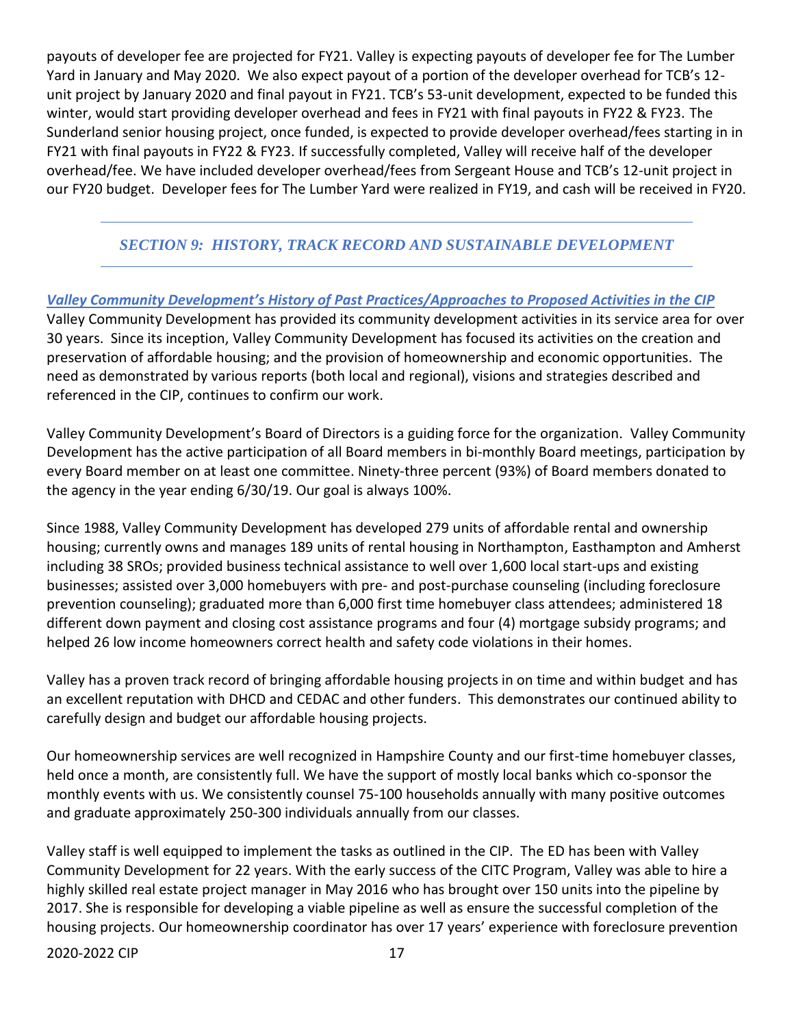payouts of developer fee are projected for FY21. Valley is expecting payouts of developer fee for The Lumber Yard in January and May 2020. We also expect payout of a portion of the developer overhead for TCB's 12-unit project by January 2020 and final payout in FY21. TCB's 53-unit development, expected to be funded this winter, would start providing developer overhead and fees in FY21 with final payouts in FY22 & FY23. The Sunderland senior housing project, once funded, is expected to provide developer overhead/fees starting in in FY21 with final payouts in FY22 & FY23. If successfully completed, Valley will receive half of the developer overhead/fee. We have included developer overhead/fees from Sergeant House and TCB's 12-unit project in our FY20 budget. Developer fees for The Lumber Yard were realized in FY19, and cash will be received in FY20.

## *SECTION 9: HISTORY, TRACK RECORD AND SUSTAINABLE DEVELOPMENT*

### *Valley Community Development's History of Past Practices/Approaches to Proposed Activities in the CIP*

Valley Community Development has provided its community development activities in its service area for over 30 years. Since its inception, Valley Community Development has focused its activities on the creation and preservation of affordable housing; and the provision of homeownership and economic opportunities. The need as demonstrated by various reports (both local and regional), visions and strategies described and referenced in the CIP, continues to confirm our work.

Valley Community Development's Board of Directors is a guiding force for the organization. Valley Community Development has the active participation of all Board members in bi-monthly Board meetings, participation by every Board member on at least one committee. Ninety-three percent (93%) of Board members donated to the agency in the year ending 6/30/19. Our goal is always 100%.

Since 1988, Valley Community Development has developed 279 units of affordable rental and ownership housing; currently owns and manages 189 units of rental housing in Northampton, Easthampton and Amherst including 38 SROs; provided business technical assistance to well over 1,600 local start-ups and existing businesses; assisted over 3,000 homebuyers with pre- and post-purchase counseling (including foreclosure prevention counseling); graduated more than 6,000 first time homebuyer class attendees; administered 18 different down payment and closing cost assistance programs and four (4) mortgage subsidy programs; and helped 26 low income homeowners correct health and safety code violations in their homes.

Valley has a proven track record of bringing affordable housing projects in on time and within budget and has an excellent reputation with DHCD and CEDAC and other funders. This demonstrates our continued ability to carefully design and budget our affordable housing projects.

Our homeownership services are well recognized in Hampshire County and our first-time homebuyer classes, held once a month, are consistently full. We have the support of mostly local banks which co-sponsor the monthly events with us. We consistently counsel 75-100 households annually with many positive outcomes and graduate approximately 250-300 individuals annually from our classes.

Valley staff is well equipped to implement the tasks as outlined in the CIP. The ED has been with Valley Community Development for 22 years. With the early success of the CITC Program, Valley was able to hire a highly skilled real estate project manager in May 2016 who has brought over 150 units into the pipeline by 2017. She is responsible for developing a viable pipeline as well as ensure the successful completion of the housing projects. Our homeownership coordinator has over 17 years' experience with foreclosure prevention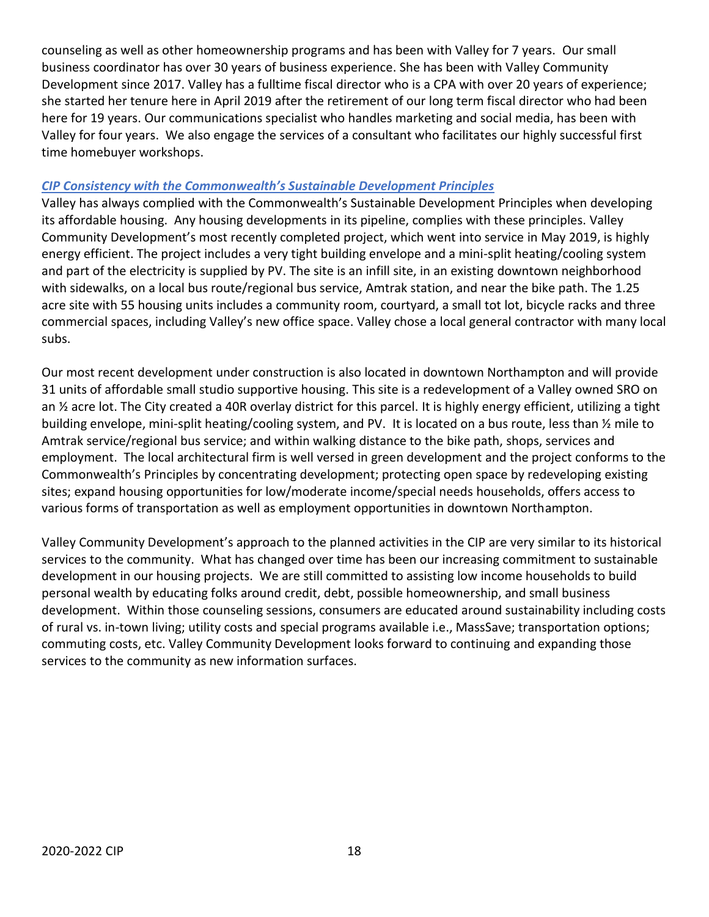counseling as well as other homeownership programs and has been with Valley for 7 years. Our small business coordinator has over 30 years of business experience. She has been with Valley Community Development since 2017. Valley has a fulltime fiscal director who is a CPA with over 20 years of experience; she started her tenure here in April 2019 after the retirement of our long term fiscal director who had been here for 19 years. Our communications specialist who handles marketing and social media, has been with Valley for four years. We also engage the services of a consultant who facilitates our highly successful first time homebuyer workshops.

### *CIP Consistency with the Commonwealth's Sustainable Development Principles*

Valley has always complied with the Commonwealth's Sustainable Development Principles when developing its affordable housing. Any housing developments in its pipeline, complies with these principles. Valley Community Development's most recently completed project, which went into service in May 2019, is highly energy efficient. The project includes a very tight building envelope and a mini-split heating/cooling system and part of the electricity is supplied by PV. The site is an infill site, in an existing downtown neighborhood with sidewalks, on a local bus route/regional bus service, Amtrak station, and near the bike path. The 1.25 acre site with 55 housing units includes a community room, courtyard, a small tot lot, bicycle racks and three commercial spaces, including Valley's new office space. Valley chose a local general contractor with many local subs.

Our most recent development under construction is also located in downtown Northampton and will provide 31 units of affordable small studio supportive housing. This site is a redevelopment of a Valley owned SRO on an ½ acre lot. The City created a 40R overlay district for this parcel. It is highly energy efficient, utilizing a tight building envelope, mini-split heating/cooling system, and PV. It is located on a bus route, less than ½ mile to Amtrak service/regional bus service; and within walking distance to the bike path, shops, services and employment. The local architectural firm is well versed in green development and the project conforms to the Commonwealth's Principles by concentrating development; protecting open space by redeveloping existing sites; expand housing opportunities for low/moderate income/special needs households, offers access to various forms of transportation as well as employment opportunities in downtown Northampton.

Valley Community Development's approach to the planned activities in the CIP are very similar to its historical services to the community. What has changed over time has been our increasing commitment to sustainable development in our housing projects. We are still committed to assisting low income households to build personal wealth by educating folks around credit, debt, possible homeownership, and small business development. Within those counseling sessions, consumers are educated around sustainability including costs of rural vs. in-town living; utility costs and special programs available i.e., MassSave; transportation options; commuting costs, etc. Valley Community Development looks forward to continuing and expanding those services to the community as new information surfaces.